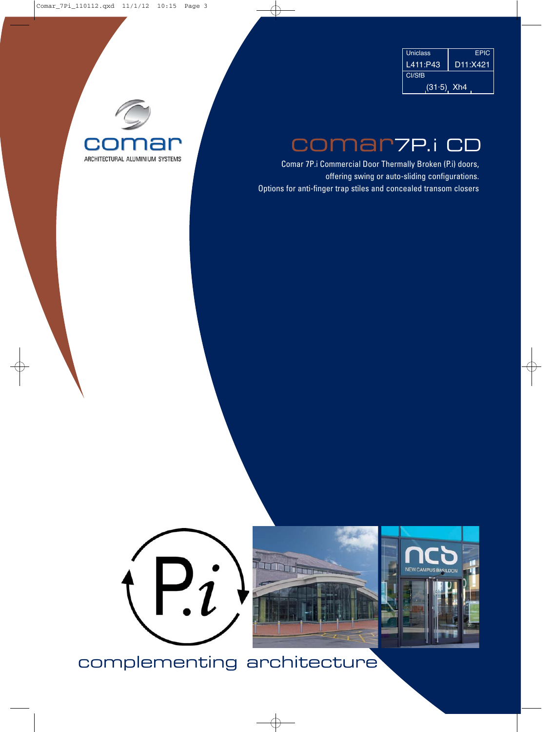| Uniclass | EPIC |
| --- | --- |
| L411:P43 | D11:X421 |
| CI/SfB | |
| (31·5) Xh4 | |

comar

ARCHITECTURAL ALUMINIUM SYSTEMS

# comar7P.i CD

Comar 7P.i Commercial Door Thermally Broken (P.i) doors, offering swing or auto-sliding configurations.

Options for anti-finger trap stiles and concealed transom closers

complementing architecture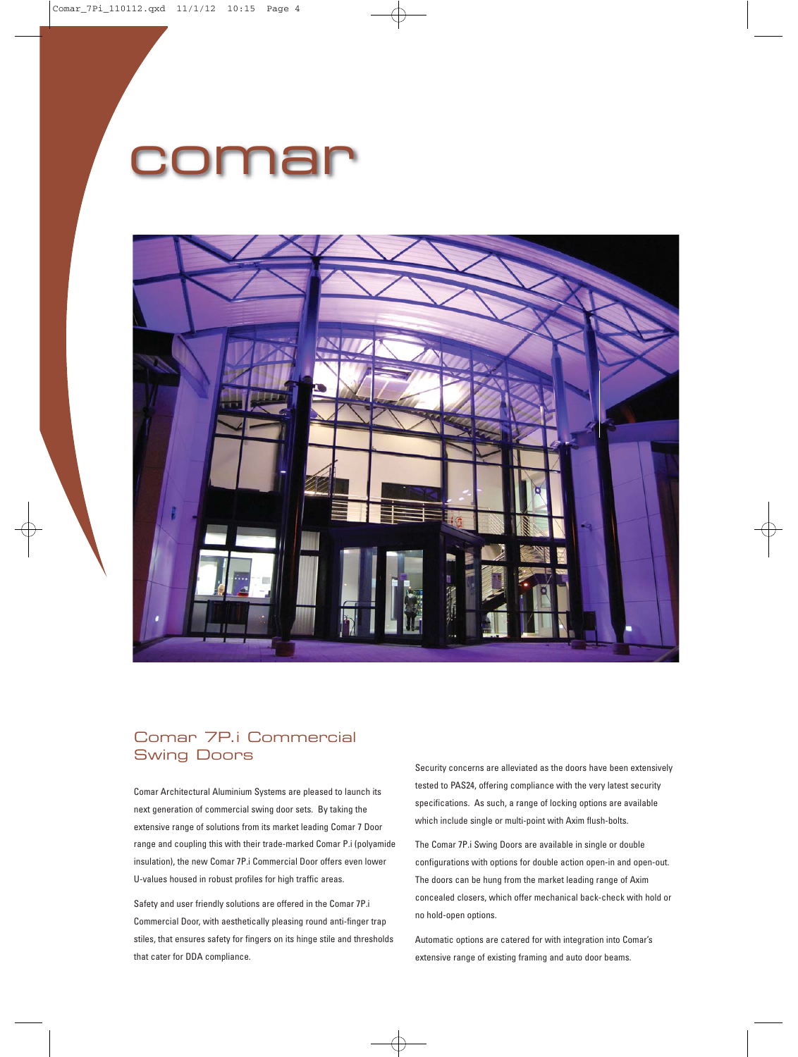# comar

## Comar 7P.i Commercial Swing Doors

Comar Architectural Aluminium Systems are pleased to launch its next generation of commercial swing door sets. By taking the extensive range of solutions from its market leading Comar 7 Door range and coupling this with their trade-marked Comar P.i (polyamide insulation), the new Comar 7P.i Commercial Door offers even lower U-values housed in robust profiles for high traffic areas.

Safety and user friendly solutions are offered in the Comar 7P.i Commercial Door, with aesthetically pleasing round anti-finger trap stiles, that ensures safety for fingers on its hinge stile and thresholds that cater for DDA compliance.

Security concerns are alleviated as the doors have been extensively tested to PAS24, offering compliance with the very latest security specifications. As such, a range of locking options are available which include single or multi-point with Axim flush-bolts.

The Comar 7P.i Swing Doors are available in single or double configurations with options for double action open-in and open-out. The doors can be hung from the market leading range of Axim concealed closers, which offer mechanical back-check with hold or no hold-open options.

Automatic options are catered for with integration into Comar's extensive range of existing framing and auto door beams.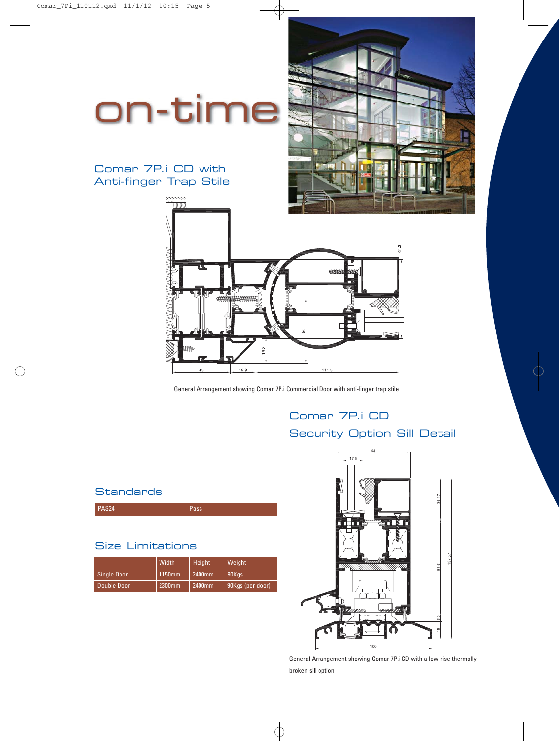# on-time

## Comar 7P.i CD with Anti-finger Trap Stile

General Arrangement showing Comar 7P.i Commercial Door with anti-finger trap stile

## Comar 7P.i CD Security Option Sill Detail

General Arrangement showing Comar 7P.i CD with a low-rise thermally broken sill option

## Standards

| PAS24 | Pass |
|---|---|

## Size Limitations

| | Width | Height | Weight |
|---|---|---|---|
| Single Door | 1150mm | 2400mm | 90Kgs |
| Double Door | 2300mm | 2400mm | 90Kgs (per door) |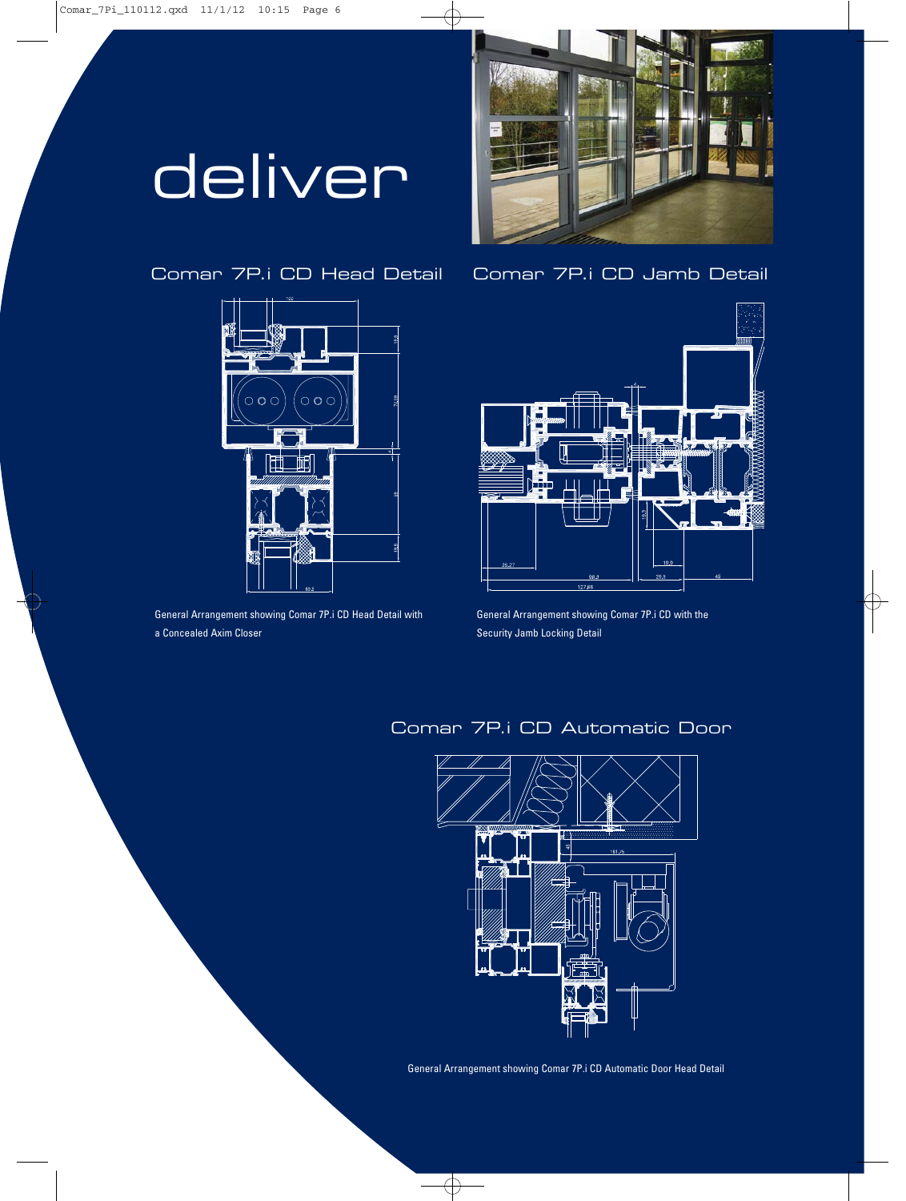# deliver

## Comar 7P.i CD Head Detail

General Arrangement showing Comar 7P.i CD Head Detail with a Concealed Axim Closer

## Comar 7P.i CD Jamb Detail

General Arrangement showing Comar 7P.i CD with the Security Jamb Locking Detail

## Comar 7P.i CD Automatic Door

General Arrangement showing Comar 7P.i CD Automatic Door Head Detail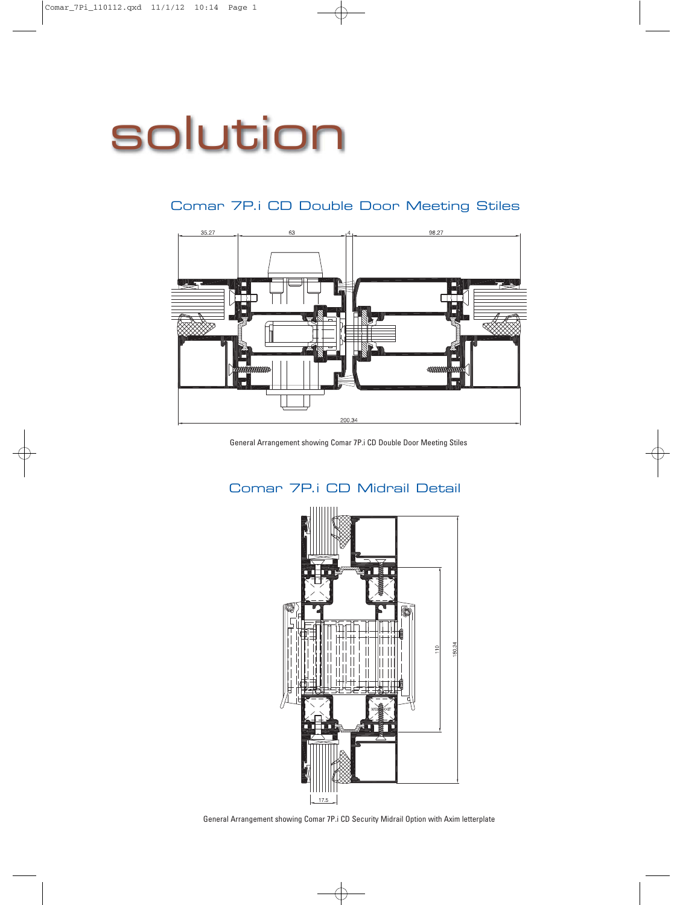# solution

## Comar 7P.i CD Double Door Meeting Stiles

35.27 63 4 98.27

200.34

General Arrangement showing Comar 7P.i CD Double Door Meeting Stiles

## Comar 7P.i CD Midrail Detail

110

180.34

17.5

General Arrangement showing Comar 7P.i CD Security Midrail Option with Axim letterplate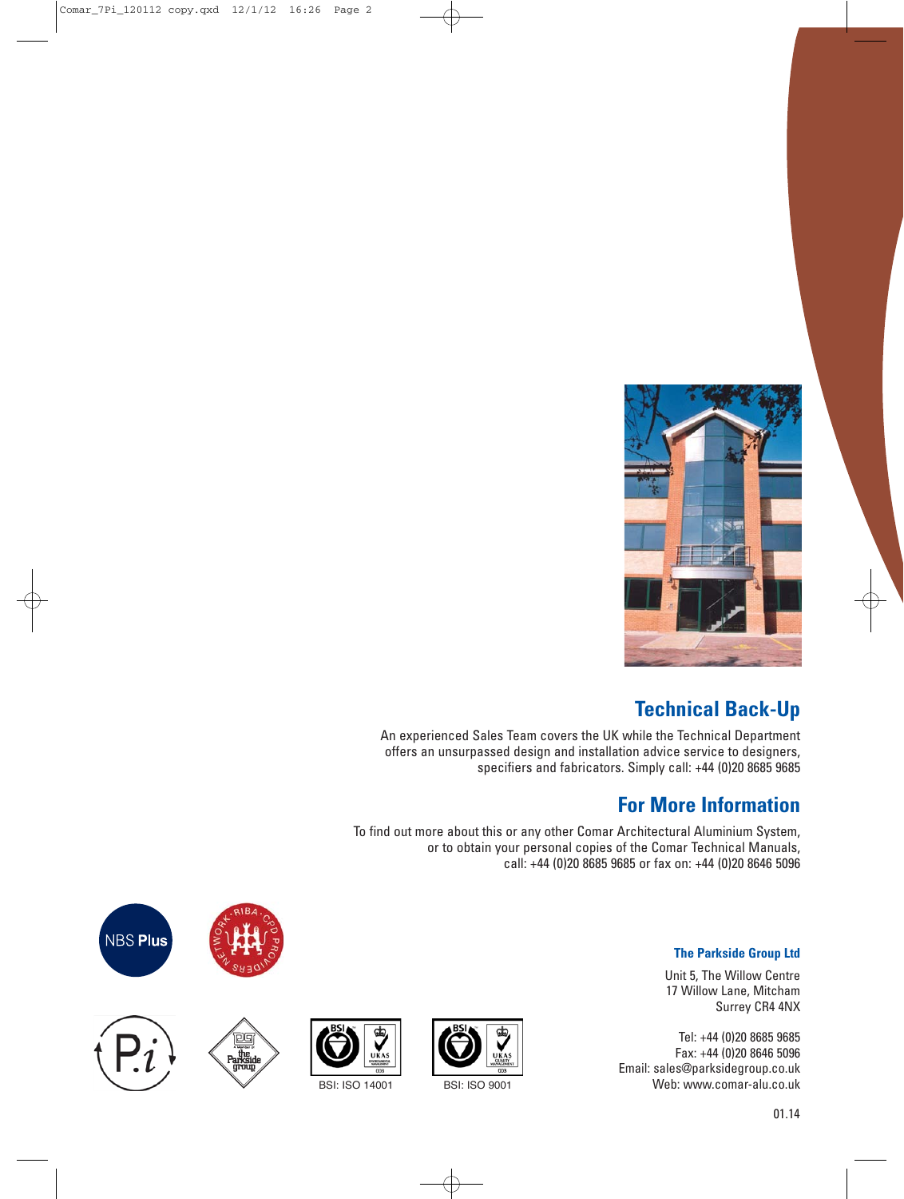## Technical Back-Up

An experienced Sales Team covers the UK while the Technical Department offers an unsurpassed design and installation advice service to designers, specifiers and fabricators. Simply call: +44 (0)20 8685 9685

## For More Information

To find out more about this or any other Comar Architectural Aluminium System, or to obtain your personal copies of the Comar Technical Manuals, call: +44 (0)20 8685 9685 or fax on: +44 (0)20 8646 5096

NBS Plus

BSI: ISO 14001

BSI: ISO 9001

**The Parkside Group Ltd**

Unit 5, The Willow Centre
17 Willow Lane, Mitcham
Surrey CR4 4NX

Tel: +44 (0)20 8685 9685
Fax: +44 (0)20 8646 5096
Email: sales@parksidegroup.co.uk
Web: www.comar-alu.co.uk

01.14